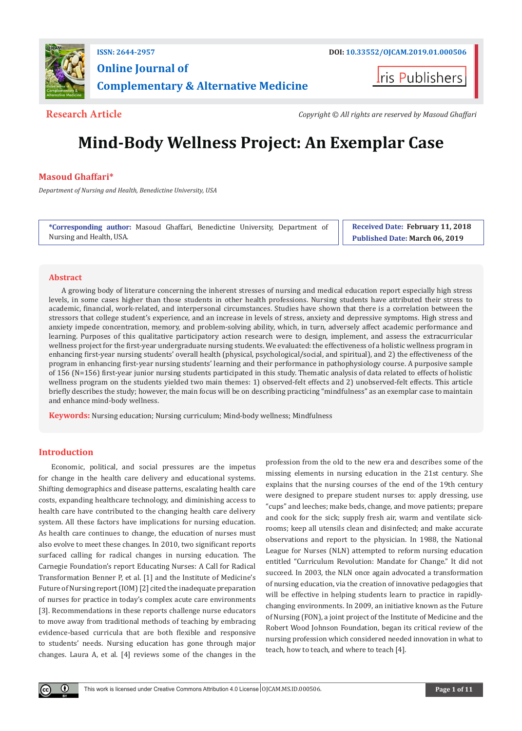ISSN: 2644-2957

DOI: 10.33552/OJCAM.2019.01.000506

# Online Journal of Complementary & Alternative Medicine

Iris Publishers

**Research Article**

*Copyright © All rights are reserved by Masoud Ghaffari*

# Mind-Body Wellness Project: An Exemplar Case

**Masoud Ghaffari***

*Department of Nursing and Health, Benedictine University, USA*

**\*Corresponding author:** Masoud Ghaffari, Benedictine University, Department of Nursing and Health, USA.

**Received Date: February 11, 2018**

**Published Date: March 06, 2019**

## Abstract

A growing body of literature concerning the inherent stresses of nursing and medical education report especially high stress levels, in some cases higher than those students in other health professions. Nursing students have attributed their stress to academic, financial, work-related, and interpersonal circumstances. Studies have shown that there is a correlation between the stressors that college student's experience, and an increase in levels of stress, anxiety and depressive symptoms. High stress and anxiety impede concentration, memory, and problem-solving ability, which, in turn, adversely affect academic performance and learning. Purposes of this qualitative participatory action research were to design, implement, and assess the extracurricular wellness project for the first-year undergraduate nursing students. We evaluated: the effectiveness of a holistic wellness program in enhancing first-year nursing students' overall health (physical, psychological/social, and spiritual), and 2) the effectiveness of the program in enhancing first-year nursing students' learning and their performance in pathophysiology course. A purposive sample of 156 (N=156) first-year junior nursing students participated in this study. Thematic analysis of data related to effects of holistic wellness program on the students yielded two main themes: 1) observed-felt effects and 2) unobserved-felt effects. This article briefly describes the study; however, the main focus will be on describing practicing "mindfulness" as an exemplar case to maintain and enhance mind-body wellness.

**Keywords:** Nursing education; Nursing curriculum; Mind-body wellness; Mindfulness

## Introduction

Economic, political, and social pressures are the impetus for change in the health care delivery and educational systems. Shifting demographics and disease patterns, escalating health care costs, expanding healthcare technology, and diminishing access to health care have contributed to the changing health care delivery system. All these factors have implications for nursing education. As health care continues to change, the education of nurses must also evolve to meet these changes. In 2010, two significant reports surfaced calling for radical changes in nursing education. The Carnegie Foundation's report Educating Nurses: A Call for Radical Transformation Benner P, et al. [1] and the Institute of Medicine's Future of Nursing report (IOM) [2] cited the inadequate preparation of nurses for practice in today's complex acute care environments [3]. Recommendations in these reports challenge nurse educators to move away from traditional methods of teaching by embracing evidence-based curricula that are both flexible and responsive to students' needs. Nursing education has gone through major changes. Laura A, et al. [4] reviews some of the changes in the profession from the old to the new era and describes some of the missing elements in nursing education in the 21st century. She explains that the nursing courses of the end of the 19th century were designed to prepare student nurses to: apply dressing, use "cups" and leeches; make beds, change, and move patients; prepare and cook for the sick; supply fresh air, warm and ventilate sick-rooms; keep all utensils clean and disinfected; and make accurate observations and report to the physician. In 1988, the National League for Nurses (NLN) attempted to reform nursing education entitled "Curriculum Revolution: Mandate for Change." It did not succeed. In 2003, the NLN once again advocated a transformation of nursing education, via the creation of innovative pedagogies that will be effective in helping students learn to practice in rapidly-changing environments. In 2009, an initiative known as the Future of Nursing (FON), a joint project of the Institute of Medicine and the Robert Wood Johnson Foundation, began its critical review of the nursing profession which considered needed innovation in what to teach, how to teach, and where to teach [4].

This work is licensed under Creative Commons Attribution 4.0 License | OJCAM.MS.ID.000506.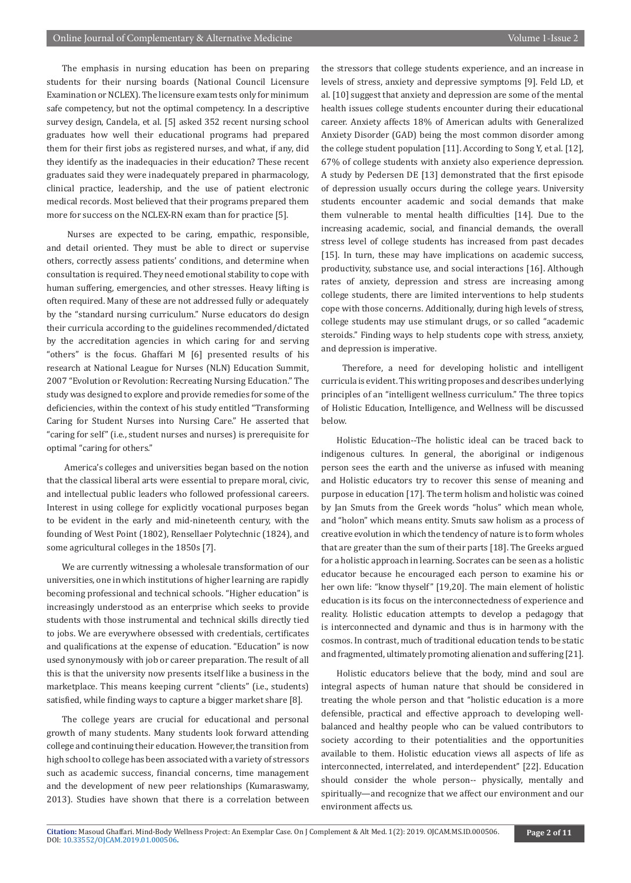The emphasis in nursing education has been on preparing students for their nursing boards (National Council Licensure Examination or NCLEX). The licensure exam tests only for minimum safe competency, but not the optimal competency. In a descriptive survey design, Candela, et al. [5] asked 352 recent nursing school graduates how well their educational programs had prepared them for their first jobs as registered nurses, and what, if any, did they identify as the inadequacies in their education? These recent graduates said they were inadequately prepared in pharmacology, clinical practice, leadership, and the use of patient electronic medical records. Most believed that their programs prepared them more for success on the NCLEX-RN exam than for practice [5].

Nurses are expected to be caring, empathic, responsible, and detail oriented. They must be able to direct or supervise others, correctly assess patients' conditions, and determine when consultation is required. They need emotional stability to cope with human suffering, emergencies, and other stresses. Heavy lifting is often required. Many of these are not addressed fully or adequately by the "standard nursing curriculum." Nurse educators do design their curricula according to the guidelines recommended/dictated by the accreditation agencies in which caring for and serving "others" is the focus. Ghaffari M [6] presented results of his research at National League for Nurses (NLN) Education Summit, 2007 "Evolution or Revolution: Recreating Nursing Education." The study was designed to explore and provide remedies for some of the deficiencies, within the context of his study entitled "Transforming Caring for Student Nurses into Nursing Care." He asserted that "caring for self" (i.e., student nurses and nurses) is prerequisite for optimal "caring for others."

America's colleges and universities began based on the notion that the classical liberal arts were essential to prepare moral, civic, and intellectual public leaders who followed professional careers. Interest in using college for explicitly vocational purposes began to be evident in the early and mid-nineteenth century, with the founding of West Point (1802), Rensellaer Polytechnic (1824), and some agricultural colleges in the 1850s [7].

We are currently witnessing a wholesale transformation of our universities, one in which institutions of higher learning are rapidly becoming professional and technical schools. "Higher education" is increasingly understood as an enterprise which seeks to provide students with those instrumental and technical skills directly tied to jobs. We are everywhere obsessed with credentials, certificates and qualifications at the expense of education. "Education" is now used synonymously with job or career preparation. The result of all this is that the university now presents itself like a business in the marketplace. This means keeping current "clients" (i.e., students) satisfied, while finding ways to capture a bigger market share [8].

The college years are crucial for educational and personal growth of many students. Many students look forward attending college and continuing their education. However, the transition from high school to college has been associated with a variety of stressors such as academic success, financial concerns, time management and the development of new peer relationships (Kumaraswamy, 2013). Studies have shown that there is a correlation between the stressors that college students experience, and an increase in levels of stress, anxiety and depressive symptoms [9]. Feld LD, et al. [10] suggest that anxiety and depression are some of the mental health issues college students encounter during their educational career. Anxiety affects 18% of American adults with Generalized Anxiety Disorder (GAD) being the most common disorder among the college student population [11]. According to Song Y, et al. [12], 67% of college students with anxiety also experience depression. A study by Pedersen DE [13] demonstrated that the first episode of depression usually occurs during the college years. University students encounter academic and social demands that make them vulnerable to mental health difficulties [14]. Due to the increasing academic, social, and financial demands, the overall stress level of college students has increased from past decades [15]. In turn, these may have implications on academic success, productivity, substance use, and social interactions [16]. Although rates of anxiety, depression and stress are increasing among college students, there are limited interventions to help students cope with those concerns. Additionally, during high levels of stress, college students may use stimulant drugs, or so called "academic steroids." Finding ways to help students cope with stress, anxiety, and depression is imperative.

Therefore, a need for developing holistic and intelligent curricula is evident. This writing proposes and describes underlying principles of an "intelligent wellness curriculum." The three topics of Holistic Education, Intelligence, and Wellness will be discussed below.

Holistic Education--The holistic ideal can be traced back to indigenous cultures. In general, the aboriginal or indigenous person sees the earth and the universe as infused with meaning and Holistic educators try to recover this sense of meaning and purpose in education [17]. The term holism and holistic was coined by Jan Smuts from the Greek words "holus" which mean whole, and "holon" which means entity. Smuts saw holism as a process of creative evolution in which the tendency of nature is to form wholes that are greater than the sum of their parts [18]. The Greeks argued for a holistic approach in learning. Socrates can be seen as a holistic educator because he encouraged each person to examine his or her own life: "know thyself" [19,20]. The main element of holistic education is its focus on the interconnectedness of experience and reality. Holistic education attempts to develop a pedagogy that is interconnected and dynamic and thus is in harmony with the cosmos. In contrast, much of traditional education tends to be static and fragmented, ultimately promoting alienation and suffering [21].

Holistic educators believe that the body, mind and soul are integral aspects of human nature that should be considered in treating the whole person and that "holistic education is a more defensible, practical and effective approach to developing well-balanced and healthy people who can be valued contributors to society according to their potentialities and the opportunities available to them. Holistic education views all aspects of life as interconnected, interrelated, and interdependent" [22]. Education should consider the whole person-- physically, mentally and spiritually—and recognize that we affect our environment and our environment affects us.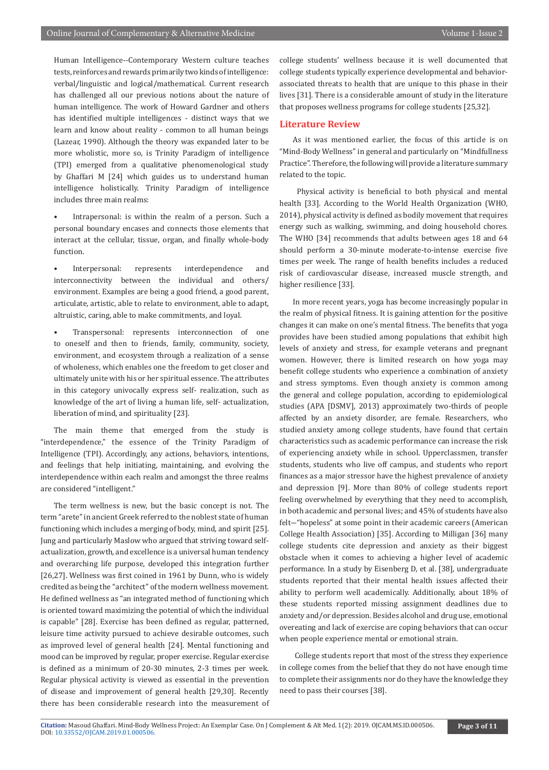Human Intelligence--Contemporary Western culture teaches tests, reinforces and rewards primarily two kinds of intelligence: verbal/linguistic and logical/mathematical. Current research has challenged all our previous notions about the nature of human intelligence. The work of Howard Gardner and others has identified multiple intelligences - distinct ways that we learn and know about reality - common to all human beings (Lazear, 1990). Although the theory was expanded later to be more wholistic, more so, is Trinity Paradigm of intelligence (TPI) emerged from a qualitative phenomenological study by Ghaffari M [24] which guides us to understand human intelligence holistically. Trinity Paradigm of intelligence includes three main realms:

- Intrapersonal: is within the realm of a person. Such a personal boundary encases and connects those elements that interact at the cellular, tissue, organ, and finally whole-body function.
- Interpersonal: represents interdependence and interconnectivity between the individual and others/ environment. Examples are being a good friend, a good parent, articulate, artistic, able to relate to environment, able to adapt, altruistic, caring, able to make commitments, and loyal.
- Transpersonal: represents interconnection of one to oneself and then to friends, family, community, society, environment, and ecosystem through a realization of a sense of wholeness, which enables one the freedom to get closer and ultimately unite with his or her spiritual essence. The attributes in this category univocally express self- realization, such as knowledge of the art of living a human life, self- actualization, liberation of mind, and spirituality [23].

The main theme that emerged from the study is "interdependence," the essence of the Trinity Paradigm of Intelligence (TPI). Accordingly, any actions, behaviors, intentions, and feelings that help initiating, maintaining, and evolving the interdependence within each realm and amongst the three realms are considered "intelligent."

The term wellness is new, but the basic concept is not. The term "arete" in ancient Greek referred to the noblest state of human functioning which includes a merging of body, mind, and spirit [25]. Jung and particularly Maslow who argued that striving toward self-actualization, growth, and excellence is a universal human tendency and overarching life purpose, developed this integration further [26,27]. Wellness was first coined in 1961 by Dunn, who is widely credited as being the "architect" of the modern wellness movement. He defined wellness as "an integrated method of functioning which is oriented toward maximizing the potential of which the individual is capable" [28]. Exercise has been defined as regular, patterned, leisure time activity pursued to achieve desirable outcomes, such as improved level of general health [24]. Mental functioning and mood can be improved by regular, proper exercise. Regular exercise is defined as a minimum of 20-30 minutes, 2-3 times per week. Regular physical activity is viewed as essential in the prevention of disease and improvement of general health [29,30]. Recently there has been considerable research into the measurement of college students' wellness because it is well documented that college students typically experience developmental and behavior-associated threats to health that are unique to this phase in their lives [31]. There is a considerable amount of study in the literature that proposes wellness programs for college students [25,32].

## Literature Review

As it was mentioned earlier, the focus of this article is on "Mind-Body Wellness" in general and particularly on "Mindfullness Practice". Therefore, the following will provide a literature summary related to the topic.

Physical activity is beneficial to both physical and mental health [33]. According to the World Health Organization (WHO, 2014), physical activity is defined as bodily movement that requires energy such as walking, swimming, and doing household chores. The WHO [34] recommends that adults between ages 18 and 64 should perform a 30-minute moderate-to-intense exercise five times per week. The range of health benefits includes a reduced risk of cardiovascular disease, increased muscle strength, and higher resilience [33].

In more recent years, yoga has become increasingly popular in the realm of physical fitness. It is gaining attention for the positive changes it can make on one's mental fitness. The benefits that yoga provides have been studied among populations that exhibit high levels of anxiety and stress, for example veterans and pregnant women. However, there is limited research on how yoga may benefit college students who experience a combination of anxiety and stress symptoms. Even though anxiety is common among the general and college population, according to epidemiological studies (APA [DSMV], 2013) approximately two-thirds of people affected by an anxiety disorder, are female. Researchers, who studied anxiety among college students, have found that certain characteristics such as academic performance can increase the risk of experiencing anxiety while in school. Upperclassmen, transfer students, students who live off campus, and students who report finances as a major stressor have the highest prevalence of anxiety and depression [9]. More than 80% of college students report feeling overwhelmed by everything that they need to accomplish, in both academic and personal lives; and 45% of students have also felt—"hopeless" at some point in their academic careers (American College Health Association) [35]. According to Milligan [36] many college students cite depression and anxiety as their biggest obstacle when it comes to achieving a higher level of academic performance. In a study by Eisenberg D, et al. [38], undergraduate students reported that their mental health issues affected their ability to perform well academically. Additionally, about 18% of these students reported missing assignment deadlines due to anxiety and/or depression. Besides alcohol and drug use, emotional overeating and lack of exercise are coping behaviors that can occur when people experience mental or emotional strain.

College students report that most of the stress they experience in college comes from the belief that they do not have enough time to complete their assignments nor do they have the knowledge they need to pass their courses [38].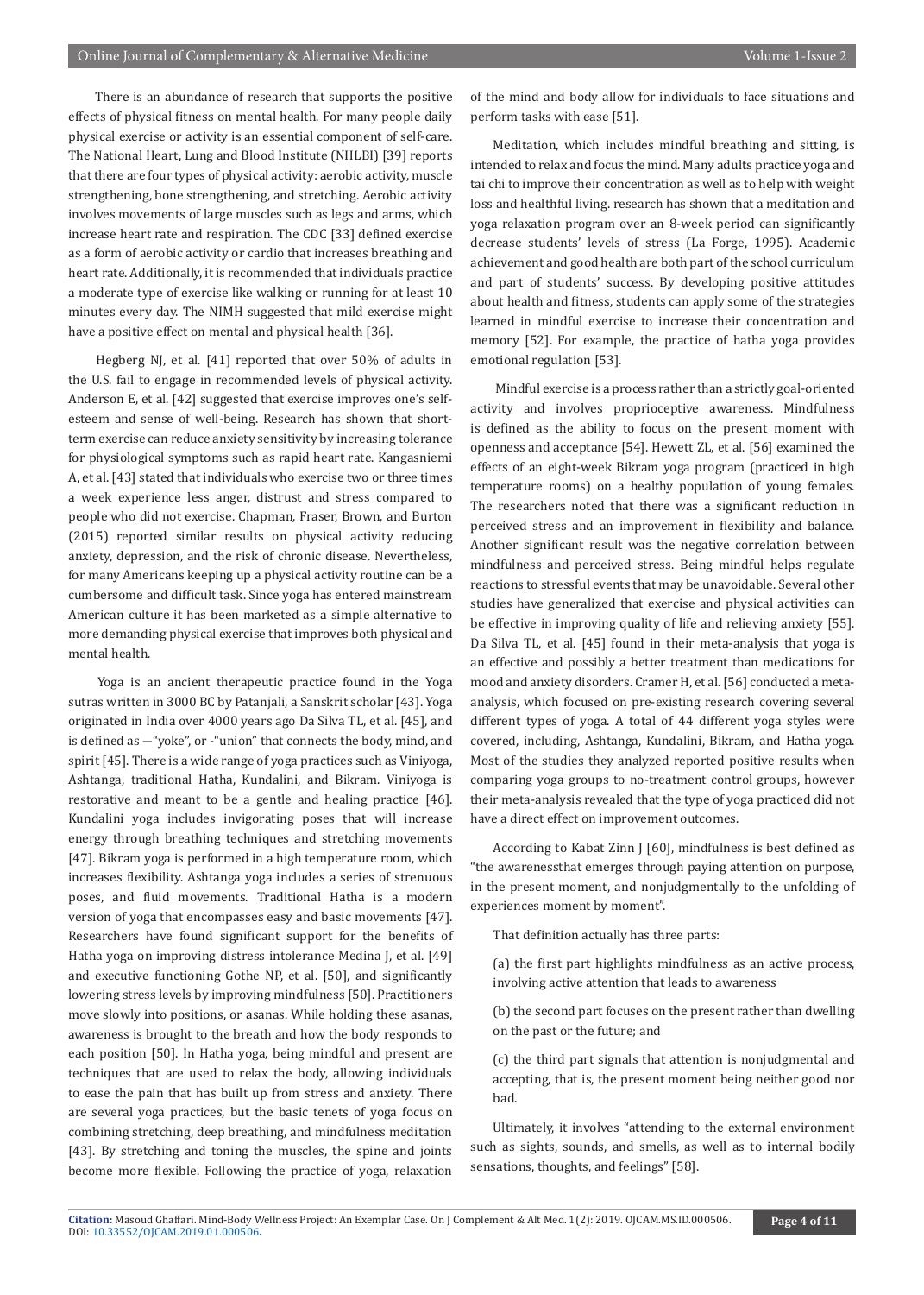There is an abundance of research that supports the positive effects of physical fitness on mental health. For many people daily physical exercise or activity is an essential component of self-care. The National Heart, Lung and Blood Institute (NHLBI) [39] reports that there are four types of physical activity: aerobic activity, muscle strengthening, bone strengthening, and stretching. Aerobic activity involves movements of large muscles such as legs and arms, which increase heart rate and respiration. The CDC [33] defined exercise as a form of aerobic activity or cardio that increases breathing and heart rate. Additionally, it is recommended that individuals practice a moderate type of exercise like walking or running for at least 10 minutes every day. The NIMH suggested that mild exercise might have a positive effect on mental and physical health [36].

Hegberg NJ, et al. [41] reported that over 50% of adults in the U.S. fail to engage in recommended levels of physical activity. Anderson E, et al. [42] suggested that exercise improves one's self-esteem and sense of well-being. Research has shown that short-term exercise can reduce anxiety sensitivity by increasing tolerance for physiological symptoms such as rapid heart rate. Kangasniemi A, et al. [43] stated that individuals who exercise two or three times a week experience less anger, distrust and stress compared to people who did not exercise. Chapman, Fraser, Brown, and Burton (2015) reported similar results on physical activity reducing anxiety, depression, and the risk of chronic disease. Nevertheless, for many Americans keeping up a physical activity routine can be a cumbersome and difficult task. Since yoga has entered mainstream American culture it has been marketed as a simple alternative to more demanding physical exercise that improves both physical and mental health.

Yoga is an ancient therapeutic practice found in the Yoga sutras written in 3000 BC by Patanjali, a Sanskrit scholar [43]. Yoga originated in India over 4000 years ago Da Silva TL, et al. [45], and is defined as —"yoke", or -"union" that connects the body, mind, and spirit [45]. There is a wide range of yoga practices such as Viniyoga, Ashtanga, traditional Hatha, Kundalini, and Bikram. Viniyoga is restorative and meant to be a gentle and healing practice [46]. Kundalini yoga includes invigorating poses that will increase energy through breathing techniques and stretching movements [47]. Bikram yoga is performed in a high temperature room, which increases flexibility. Ashtanga yoga includes a series of strenuous poses, and fluid movements. Traditional Hatha is a modern version of yoga that encompasses easy and basic movements [47]. Researchers have found significant support for the benefits of Hatha yoga on improving distress intolerance Medina J, et al. [49] and executive functioning Gothe NP, et al. [50], and significantly lowering stress levels by improving mindfulness [50]. Practitioners move slowly into positions, or asanas. While holding these asanas, awareness is brought to the breath and how the body responds to each position [50]. In Hatha yoga, being mindful and present are techniques that are used to relax the body, allowing individuals to ease the pain that has built up from stress and anxiety. There are several yoga practices, but the basic tenets of yoga focus on combining stretching, deep breathing, and mindfulness meditation [43]. By stretching and toning the muscles, the spine and joints become more flexible. Following the practice of yoga, relaxation of the mind and body allow for individuals to face situations and perform tasks with ease [51].

Meditation, which includes mindful breathing and sitting, is intended to relax and focus the mind. Many adults practice yoga and tai chi to improve their concentration as well as to help with weight loss and healthful living. research has shown that a meditation and yoga relaxation program over an 8-week period can significantly decrease students' levels of stress (La Forge, 1995). Academic achievement and good health are both part of the school curriculum and part of students' success. By developing positive attitudes about health and fitness, students can apply some of the strategies learned in mindful exercise to increase their concentration and memory [52]. For example, the practice of hatha yoga provides emotional regulation [53].

Mindful exercise is a process rather than a strictly goal-oriented activity and involves proprioceptive awareness. Mindfulness is defined as the ability to focus on the present moment with openness and acceptance [54]. Hewett ZL, et al. [56] examined the effects of an eight-week Bikram yoga program (practiced in high temperature rooms) on a healthy population of young females. The researchers noted that there was a significant reduction in perceived stress and an improvement in flexibility and balance. Another significant result was the negative correlation between mindfulness and perceived stress. Being mindful helps regulate reactions to stressful events that may be unavoidable. Several other studies have generalized that exercise and physical activities can be effective in improving quality of life and relieving anxiety [55]. Da Silva TL, et al. [45] found in their meta-analysis that yoga is an effective and possibly a better treatment than medications for mood and anxiety disorders. Cramer H, et al. [56] conducted a meta-analysis, which focused on pre-existing research covering several different types of yoga. A total of 44 different yoga styles were covered, including, Ashtanga, Kundalini, Bikram, and Hatha yoga. Most of the studies they analyzed reported positive results when comparing yoga groups to no-treatment control groups, however their meta-analysis revealed that the type of yoga practiced did not have a direct effect on improvement outcomes.

According to Kabat Zinn J [60], mindfulness is best defined as "the awarenessthat emerges through paying attention on purpose, in the present moment, and nonjudgmentally to the unfolding of experiences moment by moment".

That definition actually has three parts:

(a) the first part highlights mindfulness as an active process, involving active attention that leads to awareness

(b) the second part focuses on the present rather than dwelling on the past or the future; and

(c) the third part signals that attention is nonjudgmental and accepting, that is, the present moment being neither good nor bad.

Ultimately, it involves "attending to the external environment such as sights, sounds, and smells, as well as to internal bodily sensations, thoughts, and feelings" [58].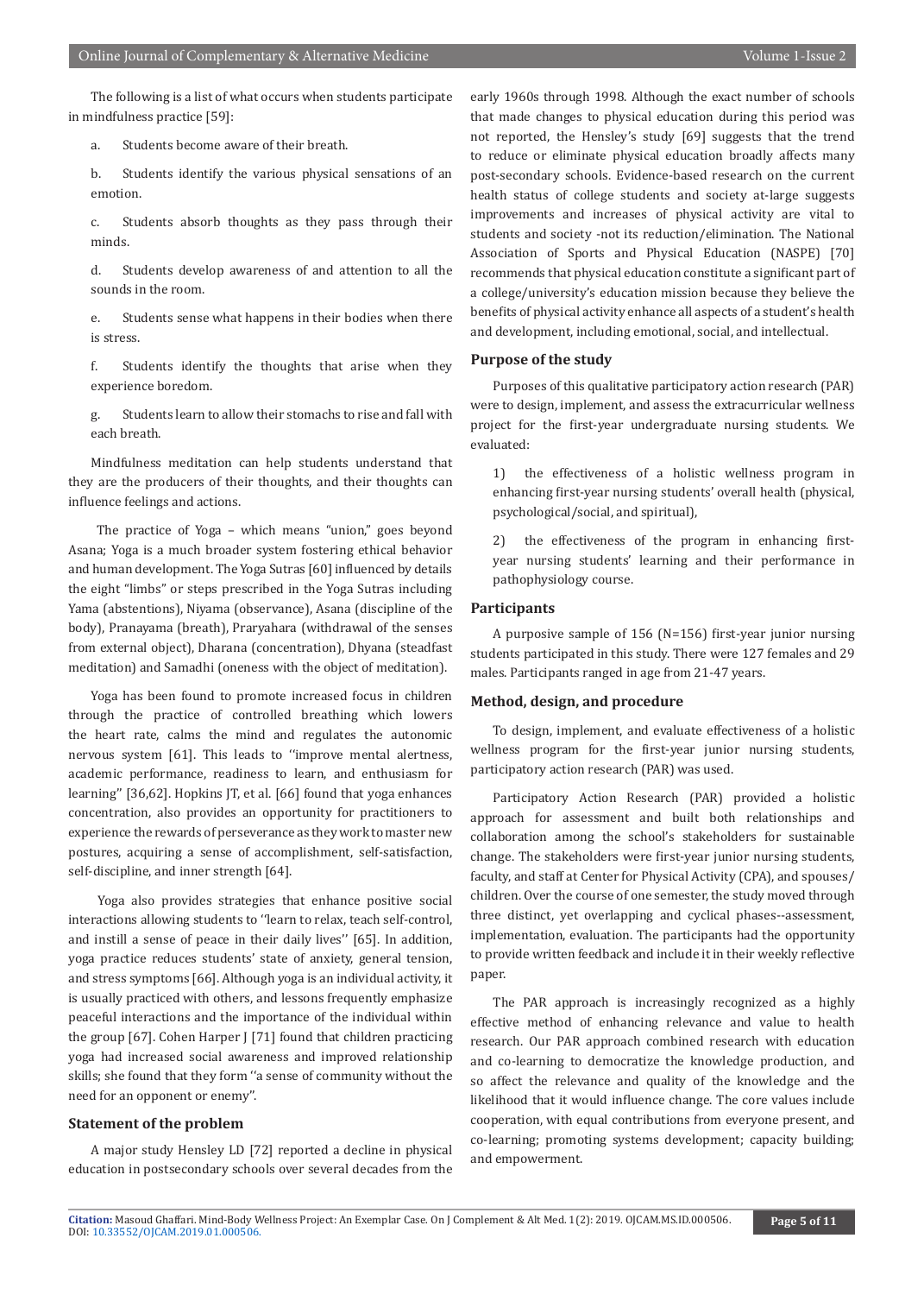The following is a list of what occurs when students participate in mindfulness practice [59]:

a. Students become aware of their breath.

b. Students identify the various physical sensations of an emotion.

c. Students absorb thoughts as they pass through their minds.

d. Students develop awareness of and attention to all the sounds in the room.

e. Students sense what happens in their bodies when there is stress.

f. Students identify the thoughts that arise when they experience boredom.

g. Students learn to allow their stomachs to rise and fall with each breath.

Mindfulness meditation can help students understand that they are the producers of their thoughts, and their thoughts can influence feelings and actions.

The practice of Yoga – which means "union," goes beyond Asana; Yoga is a much broader system fostering ethical behavior and human development. The Yoga Sutras [60] influenced by details the eight "limbs" or steps prescribed in the Yoga Sutras including Yama (abstentions), Niyama (observance), Asana (discipline of the body), Pranayama (breath), Praryahara (withdrawal of the senses from external object), Dharana (concentration), Dhyana (steadfast meditation) and Samadhi (oneness with the object of meditation).

Yoga has been found to promote increased focus in children through the practice of controlled breathing which lowers the heart rate, calms the mind and regulates the autonomic nervous system [61]. This leads to ''improve mental alertness, academic performance, readiness to learn, and enthusiasm for learning'' [36,62]. Hopkins JT, et al. [66] found that yoga enhances concentration, also provides an opportunity for practitioners to experience the rewards of perseverance as they work to master new postures, acquiring a sense of accomplishment, self-satisfaction, self-discipline, and inner strength [64].

Yoga also provides strategies that enhance positive social interactions allowing students to ''learn to relax, teach self-control, and instill a sense of peace in their daily lives'' [65]. In addition, yoga practice reduces students' state of anxiety, general tension, and stress symptoms [66]. Although yoga is an individual activity, it is usually practiced with others, and lessons frequently emphasize peaceful interactions and the importance of the individual within the group [67]. Cohen Harper J [71] found that children practicing yoga had increased social awareness and improved relationship skills; she found that they form ''a sense of community without the need for an opponent or enemy''.

## Statement of the problem

A major study Hensley LD [72] reported a decline in physical education in postsecondary schools over several decades from the early 1960s through 1998. Although the exact number of schools that made changes to physical education during this period was not reported, the Hensley's study [69] suggests that the trend to reduce or eliminate physical education broadly affects many post-secondary schools. Evidence-based research on the current health status of college students and society at-large suggests improvements and increases of physical activity are vital to students and society -not its reduction/elimination. The National Association of Sports and Physical Education (NASPE) [70] recommends that physical education constitute a significant part of a college/university's education mission because they believe the benefits of physical activity enhance all aspects of a student's health and development, including emotional, social, and intellectual.

## Purpose of the study

Purposes of this qualitative participatory action research (PAR) were to design, implement, and assess the extracurricular wellness project for the first-year undergraduate nursing students. We evaluated:

1) the effectiveness of a holistic wellness program in enhancing first-year nursing students' overall health (physical, psychological/social, and spiritual),

2) the effectiveness of the program in enhancing first-year nursing students' learning and their performance in pathophysiology course.

## Participants

A purposive sample of 156 (N=156) first-year junior nursing students participated in this study. There were 127 females and 29 males. Participants ranged in age from 21-47 years.

## Method, design, and procedure

To design, implement, and evaluate effectiveness of a holistic wellness program for the first-year junior nursing students, participatory action research (PAR) was used.

Participatory Action Research (PAR) provided a holistic approach for assessment and built both relationships and collaboration among the school's stakeholders for sustainable change. The stakeholders were first-year junior nursing students, faculty, and staff at Center for Physical Activity (CPA), and spouses/children. Over the course of one semester, the study moved through three distinct, yet overlapping and cyclical phases--assessment, implementation, evaluation. The participants had the opportunity to provide written feedback and include it in their weekly reflective paper.

The PAR approach is increasingly recognized as a highly effective method of enhancing relevance and value to health research. Our PAR approach combined research with education and co-learning to democratize the knowledge production, and so affect the relevance and quality of the knowledge and the likelihood that it would influence change. The core values include cooperation, with equal contributions from everyone present, and co-learning; promoting systems development; capacity building; and empowerment.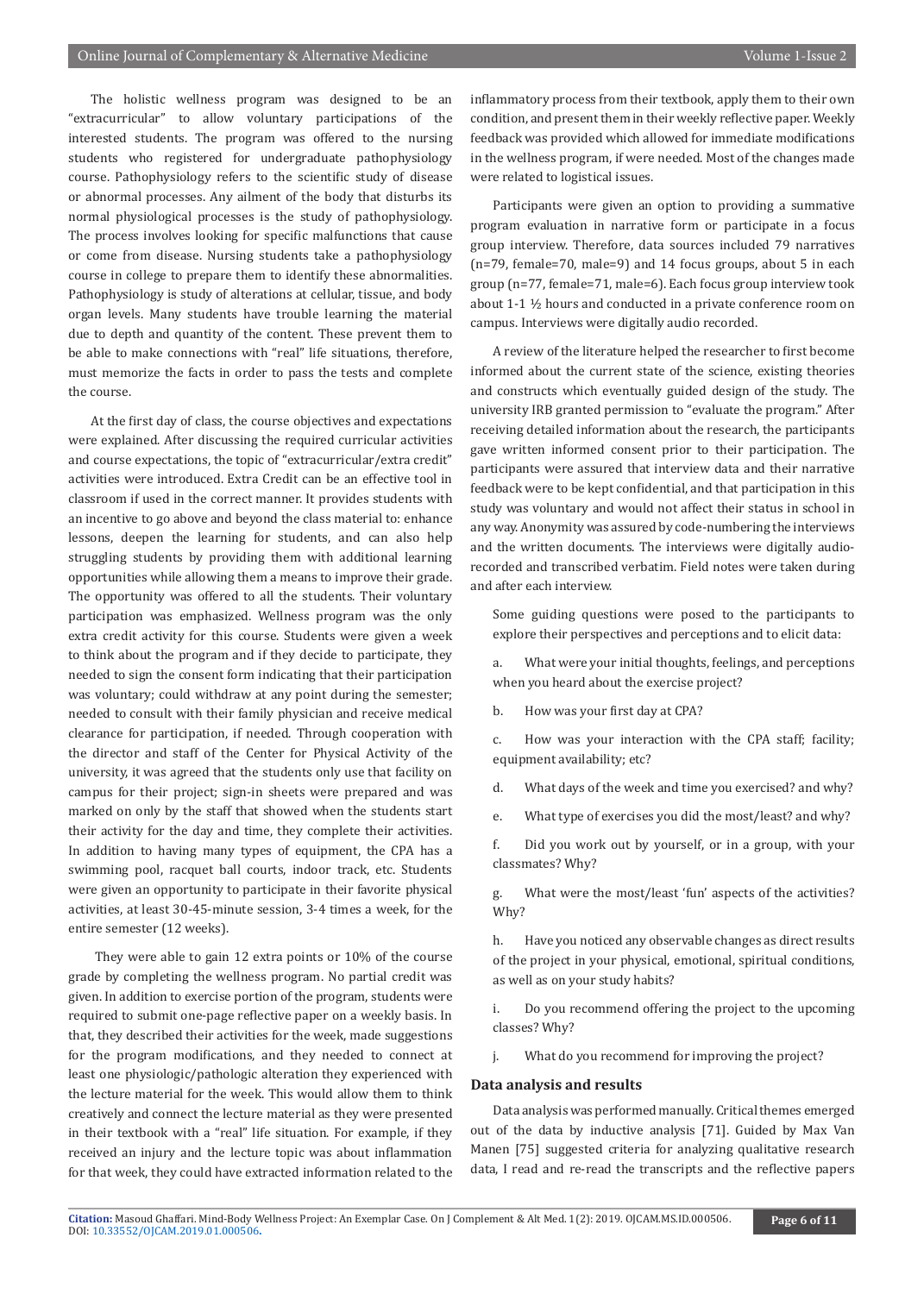The holistic wellness program was designed to be an "extracurricular" to allow voluntary participations of the interested students. The program was offered to the nursing students who registered for undergraduate pathophysiology course. Pathophysiology refers to the scientific study of disease or abnormal processes. Any ailment of the body that disturbs its normal physiological processes is the study of pathophysiology. The process involves looking for specific malfunctions that cause or come from disease. Nursing students take a pathophysiology course in college to prepare them to identify these abnormalities. Pathophysiology is study of alterations at cellular, tissue, and body organ levels. Many students have trouble learning the material due to depth and quantity of the content. These prevent them to be able to make connections with "real" life situations, therefore, must memorize the facts in order to pass the tests and complete the course.

At the first day of class, the course objectives and expectations were explained. After discussing the required curricular activities and course expectations, the topic of "extracurricular/extra credit" activities were introduced. Extra Credit can be an effective tool in classroom if used in the correct manner. It provides students with an incentive to go above and beyond the class material to: enhance lessons, deepen the learning for students, and can also help struggling students by providing them with additional learning opportunities while allowing them a means to improve their grade. The opportunity was offered to all the students. Their voluntary participation was emphasized. Wellness program was the only extra credit activity for this course. Students were given a week to think about the program and if they decide to participate, they needed to sign the consent form indicating that their participation was voluntary; could withdraw at any point during the semester; needed to consult with their family physician and receive medical clearance for participation, if needed. Through cooperation with the director and staff of the Center for Physical Activity of the university, it was agreed that the students only use that facility on campus for their project; sign-in sheets were prepared and was marked on only by the staff that showed when the students start their activity for the day and time, they complete their activities. In addition to having many types of equipment, the CPA has a swimming pool, racquet ball courts, indoor track, etc. Students were given an opportunity to participate in their favorite physical activities, at least 30-45-minute session, 3-4 times a week, for the entire semester (12 weeks).

They were able to gain 12 extra points or 10% of the course grade by completing the wellness program. No partial credit was given. In addition to exercise portion of the program, students were required to submit one-page reflective paper on a weekly basis. In that, they described their activities for the week, made suggestions for the program modifications, and they needed to connect at least one physiologic/pathologic alteration they experienced with the lecture material for the week. This would allow them to think creatively and connect the lecture material as they were presented in their textbook with a "real" life situation. For example, if they received an injury and the lecture topic was about inflammation for that week, they could have extracted information related to the inflammatory process from their textbook, apply them to their own condition, and present them in their weekly reflective paper. Weekly feedback was provided which allowed for immediate modifications in the wellness program, if were needed. Most of the changes made were related to logistical issues.

Participants were given an option to providing a summative program evaluation in narrative form or participate in a focus group interview. Therefore, data sources included 79 narratives (n=79, female=70, male=9) and 14 focus groups, about 5 in each group (n=77, female=71, male=6). Each focus group interview took about 1-1 ½ hours and conducted in a private conference room on campus. Interviews were digitally audio recorded.

A review of the literature helped the researcher to first become informed about the current state of the science, existing theories and constructs which eventually guided design of the study. The university IRB granted permission to "evaluate the program." After receiving detailed information about the research, the participants gave written informed consent prior to their participation. The participants were assured that interview data and their narrative feedback were to be kept confidential, and that participation in this study was voluntary and would not affect their status in school in any way. Anonymity was assured by code-numbering the interviews and the written documents. The interviews were digitally audio-recorded and transcribed verbatim. Field notes were taken during and after each interview.

Some guiding questions were posed to the participants to explore their perspectives and perceptions and to elicit data:

a. What were your initial thoughts, feelings, and perceptions when you heard about the exercise project?

b. How was your first day at CPA?

c. How was your interaction with the CPA staff; facility; equipment availability; etc?

d. What days of the week and time you exercised? and why?

e. What type of exercises you did the most/least? and why?

f. Did you work out by yourself, or in a group, with your classmates? Why?

g. What were the most/least 'fun' aspects of the activities? Why?

h. Have you noticed any observable changes as direct results of the project in your physical, emotional, spiritual conditions, as well as on your study habits?

i. Do you recommend offering the project to the upcoming classes? Why?

j. What do you recommend for improving the project?

## Data analysis and results

Data analysis was performed manually. Critical themes emerged out of the data by inductive analysis [71]. Guided by Max Van Manen [75] suggested criteria for analyzing qualitative research data, I read and re-read the transcripts and the reflective papers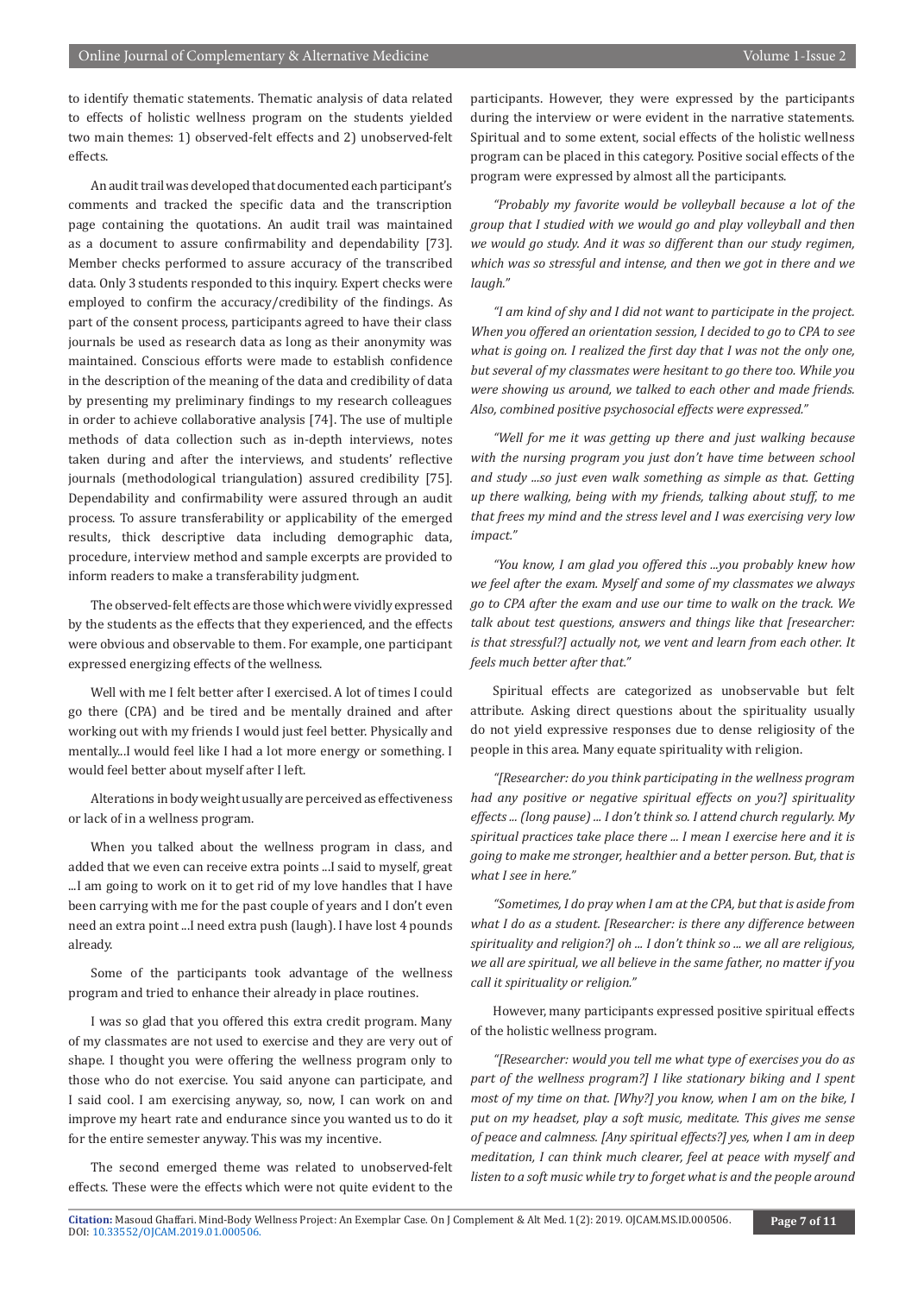to identify thematic statements. Thematic analysis of data related to effects of holistic wellness program on the students yielded two main themes: 1) observed-felt effects and 2) unobserved-felt effects.

An audit trail was developed that documented each participant's comments and tracked the specific data and the transcription page containing the quotations. An audit trail was maintained as a document to assure confirmability and dependability [73]. Member checks performed to assure accuracy of the transcribed data. Only 3 students responded to this inquiry. Expert checks were employed to confirm the accuracy/credibility of the findings. As part of the consent process, participants agreed to have their class journals be used as research data as long as their anonymity was maintained. Conscious efforts were made to establish confidence in the description of the meaning of the data and credibility of data by presenting my preliminary findings to my research colleagues in order to achieve collaborative analysis [74]. The use of multiple methods of data collection such as in-depth interviews, notes taken during and after the interviews, and students' reflective journals (methodological triangulation) assured credibility [75]. Dependability and confirmability were assured through an audit process. To assure transferability or applicability of the emerged results, thick descriptive data including demographic data, procedure, interview method and sample excerpts are provided to inform readers to make a transferability judgment.

The observed-felt effects are those which were vividly expressed by the students as the effects that they experienced, and the effects were obvious and observable to them. For example, one participant expressed energizing effects of the wellness.

Well with me I felt better after I exercised. A lot of times I could go there (CPA) and be tired and be mentally drained and after working out with my friends I would just feel better. Physically and mentally...I would feel like I had a lot more energy or something. I would feel better about myself after I left.

Alterations in body weight usually are perceived as effectiveness or lack of in a wellness program.

When you talked about the wellness program in class, and added that we even can receive extra points ...I said to myself, great ...I am going to work on it to get rid of my love handles that I have been carrying with me for the past couple of years and I don't even need an extra point ...I need extra push (laugh). I have lost 4 pounds already.

Some of the participants took advantage of the wellness program and tried to enhance their already in place routines.

I was so glad that you offered this extra credit program. Many of my classmates are not used to exercise and they are very out of shape. I thought you were offering the wellness program only to those who do not exercise. You said anyone can participate, and I said cool. I am exercising anyway, so, now, I can work on and improve my heart rate and endurance since you wanted us to do it for the entire semester anyway. This was my incentive.

The second emerged theme was related to unobserved-felt effects. These were the effects which were not quite evident to the participants. However, they were expressed by the participants during the interview or were evident in the narrative statements. Spiritual and to some extent, social effects of the holistic wellness program can be placed in this category. Positive social effects of the program were expressed by almost all the participants.

*"Probably my favorite would be volleyball because a lot of the group that I studied with we would go and play volleyball and then we would go study. And it was so different than our study regimen, which was so stressful and intense, and then we got in there and we laugh."*

*"I am kind of shy and I did not want to participate in the project. When you offered an orientation session, I decided to go to CPA to see what is going on. I realized the first day that I was not the only one, but several of my classmates were hesitant to go there too. While you were showing us around, we talked to each other and made friends. Also, combined positive psychosocial effects were expressed."*

*"Well for me it was getting up there and just walking because with the nursing program you just don't have time between school and study ...so just even walk something as simple as that. Getting up there walking, being with my friends, talking about stuff, to me that frees my mind and the stress level and I was exercising very low impact."*

*"You know, I am glad you offered this ...you probably knew how we feel after the exam. Myself and some of my classmates we always go to CPA after the exam and use our time to walk on the track. We talk about test questions, answers and things like that [researcher: is that stressful?] actually not, we vent and learn from each other. It feels much better after that."*

Spiritual effects are categorized as unobservable but felt attribute. Asking direct questions about the spirituality usually do not yield expressive responses due to dense religiosity of the people in this area. Many equate spirituality with religion.

*"[Researcher: do you think participating in the wellness program had any positive or negative spiritual effects on you?] spirituality effects ... (long pause) ... I don't think so. I attend church regularly. My spiritual practices take place there ... I mean I exercise here and it is going to make me stronger, healthier and a better person. But, that is what I see in here."*

*"Sometimes, I do pray when I am at the CPA, but that is aside from what I do as a student. [Researcher: is there any difference between spirituality and religion?] oh ... I don't think so ... we all are religious, we all are spiritual, we all believe in the same father, no matter if you call it spirituality or religion."*

However, many participants expressed positive spiritual effects of the holistic wellness program.

*"[Researcher: would you tell me what type of exercises you do as part of the wellness program?] I like stationary biking and I spent most of my time on that. [Why?] you know, when I am on the bike, I put on my headset, play a soft music, meditate. This gives me sense of peace and calmness. [Any spiritual effects?] yes, when I am in deep meditation, I can think much clearer, feel at peace with myself and listen to a soft music while try to forget what is and the people around*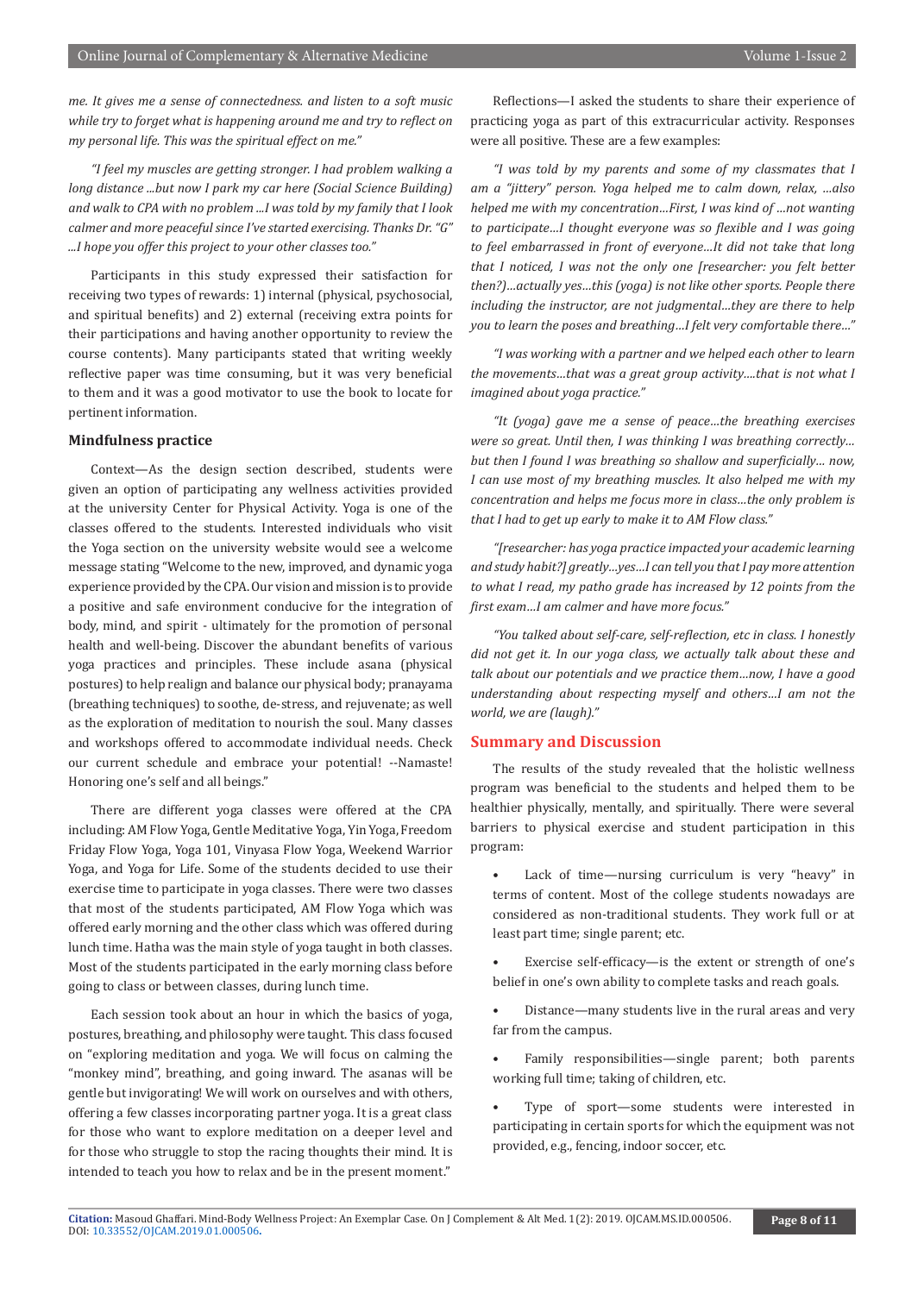*me. It gives me a sense of connectedness. and listen to a soft music while try to forget what is happening around me and try to reflect on my personal life. This was the spiritual effect on me."*

*"I feel my muscles are getting stronger. I had problem walking a long distance ...but now I park my car here (Social Science Building) and walk to CPA with no problem ...I was told by my family that I look calmer and more peaceful since I've started exercising. Thanks Dr. "G" ...I hope you offer this project to your other classes too."*

Participants in this study expressed their satisfaction for receiving two types of rewards: 1) internal (physical, psychosocial, and spiritual benefits) and 2) external (receiving extra points for their participations and having another opportunity to review the course contents). Many participants stated that writing weekly reflective paper was time consuming, but it was very beneficial to them and it was a good motivator to use the book to locate for pertinent information.

### Mindfulness practice

Context—As the design section described, students were given an option of participating any wellness activities provided at the university Center for Physical Activity. Yoga is one of the classes offered to the students. Interested individuals who visit the Yoga section on the university website would see a welcome message stating "Welcome to the new, improved, and dynamic yoga experience provided by the CPA. Our vision and mission is to provide a positive and safe environment conducive for the integration of body, mind, and spirit - ultimately for the promotion of personal health and well-being. Discover the abundant benefits of various yoga practices and principles. These include asana (physical postures) to help realign and balance our physical body; pranayama (breathing techniques) to soothe, de-stress, and rejuvenate; as well as the exploration of meditation to nourish the soul. Many classes and workshops offered to accommodate individual needs. Check our current schedule and embrace your potential! --Namaste! Honoring one's self and all beings."

There are different yoga classes were offered at the CPA including: AM Flow Yoga, Gentle Meditative Yoga, Yin Yoga, Freedom Friday Flow Yoga, Yoga 101, Vinyasa Flow Yoga, Weekend Warrior Yoga, and Yoga for Life. Some of the students decided to use their exercise time to participate in yoga classes. There were two classes that most of the students participated, AM Flow Yoga which was offered early morning and the other class which was offered during lunch time. Hatha was the main style of yoga taught in both classes. Most of the students participated in the early morning class before going to class or between classes, during lunch time.

Each session took about an hour in which the basics of yoga, postures, breathing, and philosophy were taught. This class focused on "exploring meditation and yoga. We will focus on calming the "monkey mind", breathing, and going inward. The asanas will be gentle but invigorating! We will work on ourselves and with others, offering a few classes incorporating partner yoga. It is a great class for those who want to explore meditation on a deeper level and for those who struggle to stop the racing thoughts their mind. It is intended to teach you how to relax and be in the present moment."

Reflections—I asked the students to share their experience of practicing yoga as part of this extracurricular activity. Responses were all positive. These are a few examples:

*"I was told by my parents and some of my classmates that I am a "jittery" person. Yoga helped me to calm down, relax, ...also helped me with my concentration…First, I was kind of …not wanting to participate…I thought everyone was so flexible and I was going to feel embarrassed in front of everyone…It did not take that long that I noticed, I was not the only one [researcher: you felt better then?]…actually yes…this (yoga) is not like other sports. People there including the instructor, are not judgmental…they are there to help you to learn the poses and breathing…I felt very comfortable there…"*

*"I was working with a partner and we helped each other to learn the movements…that was a great group activity….that is not what I imagined about yoga practice."*

*"It (yoga) gave me a sense of peace…the breathing exercises were so great. Until then, I was thinking I was breathing correctly... but then I found I was breathing so shallow and superficially… now, I can use most of my breathing muscles. It also helped me with my concentration and helps me focus more in class…the only problem is that I had to get up early to make it to AM Flow class."*

*"[researcher: has yoga practice impacted your academic learning and study habit?] greatly…yes…I can tell you that I pay more attention to what I read, my patho grade has increased by 12 points from the first exam…I am calmer and have more focus."*

*"You talked about self-care, self-reflection, etc in class. I honestly did not get it. In our yoga class, we actually talk about these and talk about our potentials and we practice them…now, I have a good understanding about respecting myself and others…I am not the world, we are (laugh)."*

## Summary and Discussion

The results of the study revealed that the holistic wellness program was beneficial to the students and helped them to be healthier physically, mentally, and spiritually. There were several barriers to physical exercise and student participation in this program:

- Lack of time—nursing curriculum is very "heavy" in terms of content. Most of the college students nowadays are considered as non-traditional students. They work full or at least part time; single parent; etc.
- Exercise self-efficacy—is the extent or strength of one's belief in one's own ability to complete tasks and reach goals.
- Distance—many students live in the rural areas and very far from the campus.
- Family responsibilities—single parent; both parents working full time; taking of children, etc.
- Type of sport—some students were interested in participating in certain sports for which the equipment was not provided, e.g., fencing, indoor soccer, etc.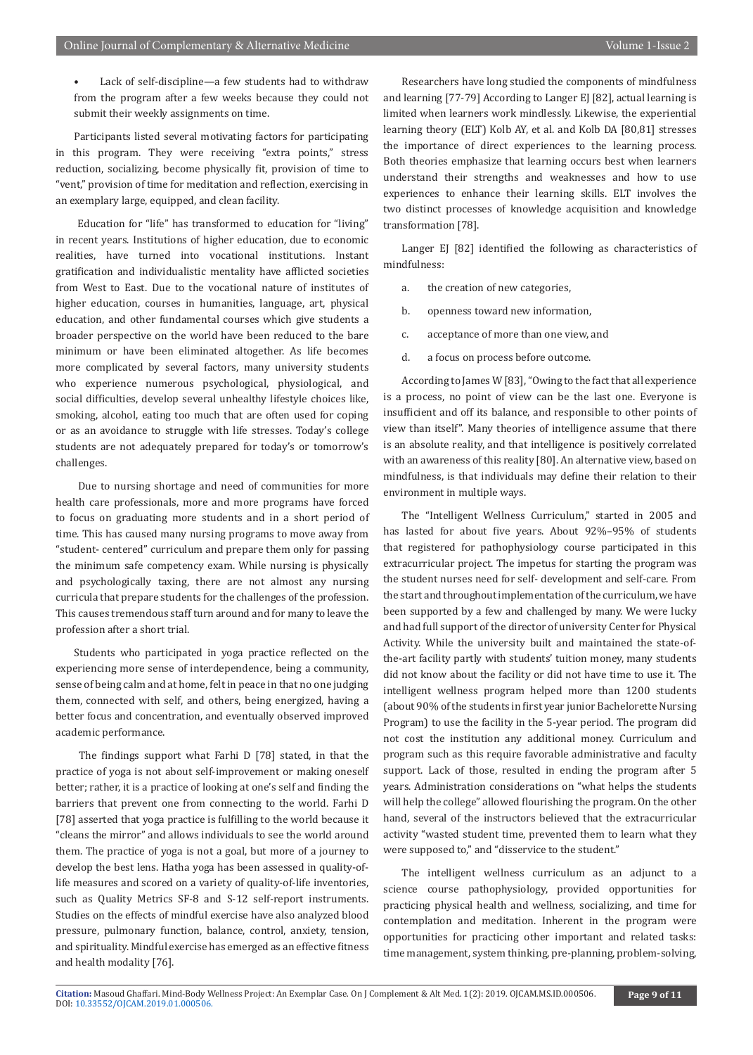- Lack of self-discipline—a few students had to withdraw from the program after a few weeks because they could not submit their weekly assignments on time.

Participants listed several motivating factors for participating in this program. They were receiving "extra points," stress reduction, socializing, become physically fit, provision of time to "vent," provision of time for meditation and reflection, exercising in an exemplary large, equipped, and clean facility.

Education for "life" has transformed to education for "living" in recent years. Institutions of higher education, due to economic realities, have turned into vocational institutions. Instant gratification and individualistic mentality have afflicted societies from West to East. Due to the vocational nature of institutes of higher education, courses in humanities, language, art, physical education, and other fundamental courses which give students a broader perspective on the world have been reduced to the bare minimum or have been eliminated altogether. As life becomes more complicated by several factors, many university students who experience numerous psychological, physiological, and social difficulties, develop several unhealthy lifestyle choices like, smoking, alcohol, eating too much that are often used for coping or as an avoidance to struggle with life stresses. Today's college students are not adequately prepared for today's or tomorrow's challenges.

Due to nursing shortage and need of communities for more health care professionals, more and more programs have forced to focus on graduating more students and in a short period of time. This has caused many nursing programs to move away from "student- centered" curriculum and prepare them only for passing the minimum safe competency exam. While nursing is physically and psychologically taxing, there are not almost any nursing curricula that prepare students for the challenges of the profession. This causes tremendous staff turn around and for many to leave the profession after a short trial.

Students who participated in yoga practice reflected on the experiencing more sense of interdependence, being a community, sense of being calm and at home, felt in peace in that no one judging them, connected with self, and others, being energized, having a better focus and concentration, and eventually observed improved academic performance.

The findings support what Farhi D [78] stated, in that the practice of yoga is not about self-improvement or making oneself better; rather, it is a practice of looking at one's self and finding the barriers that prevent one from connecting to the world. Farhi D [78] asserted that yoga practice is fulfilling to the world because it "cleans the mirror" and allows individuals to see the world around them. The practice of yoga is not a goal, but more of a journey to develop the best lens. Hatha yoga has been assessed in quality-of-life measures and scored on a variety of quality-of-life inventories, such as Quality Metrics SF-8 and S-12 self-report instruments. Studies on the effects of mindful exercise have also analyzed blood pressure, pulmonary function, balance, control, anxiety, tension, and spirituality. Mindful exercise has emerged as an effective fitness and health modality [76].

Researchers have long studied the components of mindfulness and learning [77-79] According to Langer EJ [82], actual learning is limited when learners work mindlessly. Likewise, the experiential learning theory (ELT) Kolb AY, et al. and Kolb DA [80,81] stresses the importance of direct experiences to the learning process. Both theories emphasize that learning occurs best when learners understand their strengths and weaknesses and how to use experiences to enhance their learning skills. ELT involves the two distinct processes of knowledge acquisition and knowledge transformation [78].

Langer EJ [82] identified the following as characteristics of mindfulness:

a. the creation of new categories,

b. openness toward new information,

c. acceptance of more than one view, and

d. a focus on process before outcome.

According to James W [83], "Owing to the fact that all experience is a process, no point of view can be the last one. Everyone is insufficient and off its balance, and responsible to other points of view than itself". Many theories of intelligence assume that there is an absolute reality, and that intelligence is positively correlated with an awareness of this reality [80]. An alternative view, based on mindfulness, is that individuals may define their relation to their environment in multiple ways.

The "Intelligent Wellness Curriculum," started in 2005 and has lasted for about five years. About 92%–95% of students that registered for pathophysiology course participated in this extracurricular project. The impetus for starting the program was the student nurses need for self- development and self-care. From the start and throughout implementation of the curriculum, we have been supported by a few and challenged by many. We were lucky and had full support of the director of university Center for Physical Activity. While the university built and maintained the state-of-the-art facility partly with students' tuition money, many students did not know about the facility or did not have time to use it. The intelligent wellness program helped more than 1200 students (about 90% of the students in first year junior Bachelorette Nursing Program) to use the facility in the 5-year period. The program did not cost the institution any additional money. Curriculum and program such as this require favorable administrative and faculty support. Lack of those, resulted in ending the program after 5 years. Administration considerations on "what helps the students will help the college" allowed flourishing the program. On the other hand, several of the instructors believed that the extracurricular activity "wasted student time, prevented them to learn what they were supposed to," and "disservice to the student."

The intelligent wellness curriculum as an adjunct to a science course pathophysiology, provided opportunities for practicing physical health and wellness, socializing, and time for contemplation and meditation. Inherent in the program were opportunities for practicing other important and related tasks: time management, system thinking, pre-planning, problem-solving,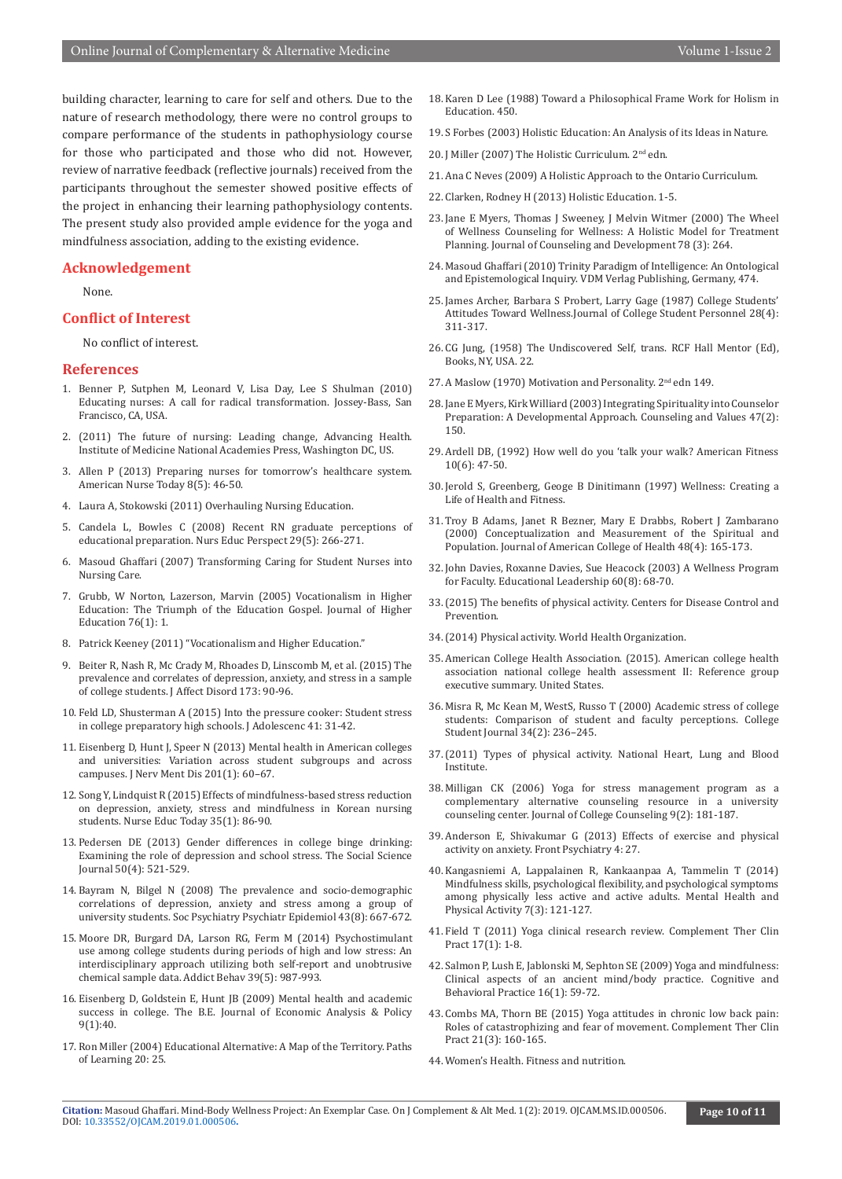building character, learning to care for self and others. Due to the nature of research methodology, there were no control groups to compare performance of the students in pathophysiology course for those who participated and those who did not. However, review of narrative feedback (reflective journals) received from the participants throughout the semester showed positive effects of the project in enhancing their learning pathophysiology contents. The present study also provided ample evidence for the yoga and mindfulness association, adding to the existing evidence.

## Acknowledgement

None.

## Conflict of Interest

No conflict of interest.

## References

1. Benner P, Sutphen M, Leonard V, Lisa Day, Lee S Shulman (2010) Educating nurses: A call for radical transformation. Jossey-Bass, San Francisco, CA, USA.
2. (2011) The future of nursing: Leading change, Advancing Health. Institute of Medicine National Academies Press, Washington DC, US.
3. Allen P (2013) Preparing nurses for tomorrow's healthcare system. American Nurse Today 8(5): 46-50.
4. Laura A, Stokowski (2011) Overhauling Nursing Education.
5. Candela L, Bowles C (2008) Recent RN graduate perceptions of educational preparation. Nurs Educ Perspect 29(5): 266-271.
6. Masoud Ghaffari (2007) Transforming Caring for Student Nurses into Nursing Care.
7. Grubb, W Norton, Lazerson, Marvin (2005) Vocationalism in Higher Education: The Triumph of the Education Gospel. Journal of Higher Education 76(1): 1.
8. Patrick Keeney (2011) "Vocationalism and Higher Education."
9. Beiter R, Nash R, Mc Crady M, Rhoades D, Linscomb M, et al. (2015) The prevalence and correlates of depression, anxiety, and stress in a sample of college students. J Affect Disord 173: 90-96.
10. Feld LD, Shusterman A (2015) Into the pressure cooker: Student stress in college preparatory high schools. J Adolescenc 41: 31-42.
11. Eisenberg D, Hunt J, Speer N (2013) Mental health in American colleges and universities: Variation across student subgroups and across campuses. J Nerv Ment Dis 201(1): 60–67.
12. Song Y, Lindquist R (2015) Effects of mindfulness-based stress reduction on depression, anxiety, stress and mindfulness in Korean nursing students. Nurse Educ Today 35(1): 86-90.
13. Pedersen DE (2013) Gender differences in college binge drinking: Examining the role of depression and school stress. The Social Science Journal 50(4): 521-529.
14. Bayram N, Bilgel N (2008) The prevalence and socio-demographic correlations of depression, anxiety and stress among a group of university students. Soc Psychiatry Psychiatr Epidemiol 43(8): 667-672.
15. Moore DR, Burgard DA, Larson RG, Ferm M (2014) Psychostimulant use among college students during periods of high and low stress: An interdisciplinary approach utilizing both self-report and unobtrusive chemical sample data. Addict Behav 39(5): 987-993.
16. Eisenberg D, Goldstein E, Hunt JB (2009) Mental health and academic success in college. The B.E. Journal of Economic Analysis & Policy 9(1):40.
17. Ron Miller (2004) Educational Alternative: A Map of the Territory. Paths of Learning 20: 25.
18. Karen D Lee (1988) Toward a Philosophical Frame Work for Holism in Education. 450.
19. S Forbes (2003) Holistic Education: An Analysis of its Ideas in Nature.
20. J Miller (2007) The Holistic Curriculum. 2nd edn.
21. Ana C Neves (2009) A Holistic Approach to the Ontario Curriculum.
22. Clarken, Rodney H (2013) Holistic Education. 1-5.
23. Jane E Myers, Thomas J Sweeney, J Melvin Witmer (2000) The Wheel of Wellness Counseling for Wellness: A Holistic Model for Treatment Planning. Journal of Counseling and Development 78 (3): 264.
24. Masoud Ghaffari (2010) Trinity Paradigm of Intelligence: An Ontological and Epistemological Inquiry. VDM Verlag Publishing, Germany, 474.
25. James Archer, Barbara S Probert, Larry Gage (1987) College Students' Attitudes Toward Wellness.Journal of College Student Personnel 28(4): 311-317.
26. CG Jung, (1958) The Undiscovered Self, trans. RCF Hall Mentor (Ed), Books, NY, USA. 22.
27. A Maslow (1970) Motivation and Personality. 2nd edn 149.
28. Jane E Myers, Kirk Williard (2003) Integrating Spirituality into Counselor Preparation: A Developmental Approach. Counseling and Values 47(2): 150.
29. Ardell DB, (1992) How well do you 'talk your walk? American Fitness 10(6): 47-50.
30. Jerold S, Greenberg, Geoge B Dinitimann (1997) Wellness: Creating a Life of Health and Fitness.
31. Troy B Adams, Janet R Bezner, Mary E Drabbs, Robert J Zambarano (2000) Conceptualization and Measurement of the Spiritual and Population. Journal of American College of Health 48(4): 165-173.
32. John Davies, Roxanne Davies, Sue Heacock (2003) A Wellness Program for Faculty. Educational Leadership 60(8): 68-70.
33. (2015) The benefits of physical activity. Centers for Disease Control and Prevention.
34. (2014) Physical activity. World Health Organization.
35. American College Health Association. (2015). American college health association national college health assessment II: Reference group executive summary. United States.
36. Misra R, Mc Kean M, WestS, Russo T (2000) Academic stress of college students: Comparison of student and faculty perceptions. College Student Journal 34(2): 236–245.
37. (2011) Types of physical activity. National Heart, Lung and Blood Institute.
38. Milligan CK (2006) Yoga for stress management program as a complementary alternative counseling resource in a university counseling center. Journal of College Counseling 9(2): 181-187.
39. Anderson E, Shivakumar G (2013) Effects of exercise and physical activity on anxiety. Front Psychiatry 4: 27.
40. Kangasniemi A, Lappalainen R, Kankaanpaa A, Tammelin T (2014) Mindfulness skills, psychological flexibility, and psychological symptoms among physically less active and active adults. Mental Health and Physical Activity 7(3): 121-127.
41. Field T (2011) Yoga clinical research review. Complement Ther Clin Pract 17(1): 1-8.
42. Salmon P, Lush E, Jablonski M, Sephton SE (2009) Yoga and mindfulness: Clinical aspects of an ancient mind/body practice. Cognitive and Behavioral Practice 16(1): 59-72.
43. Combs MA, Thorn BE (2015) Yoga attitudes in chronic low back pain: Roles of catastrophizing and fear of movement. Complement Ther Clin Pract 21(3): 160-165.
44. Women's Health. Fitness and nutrition.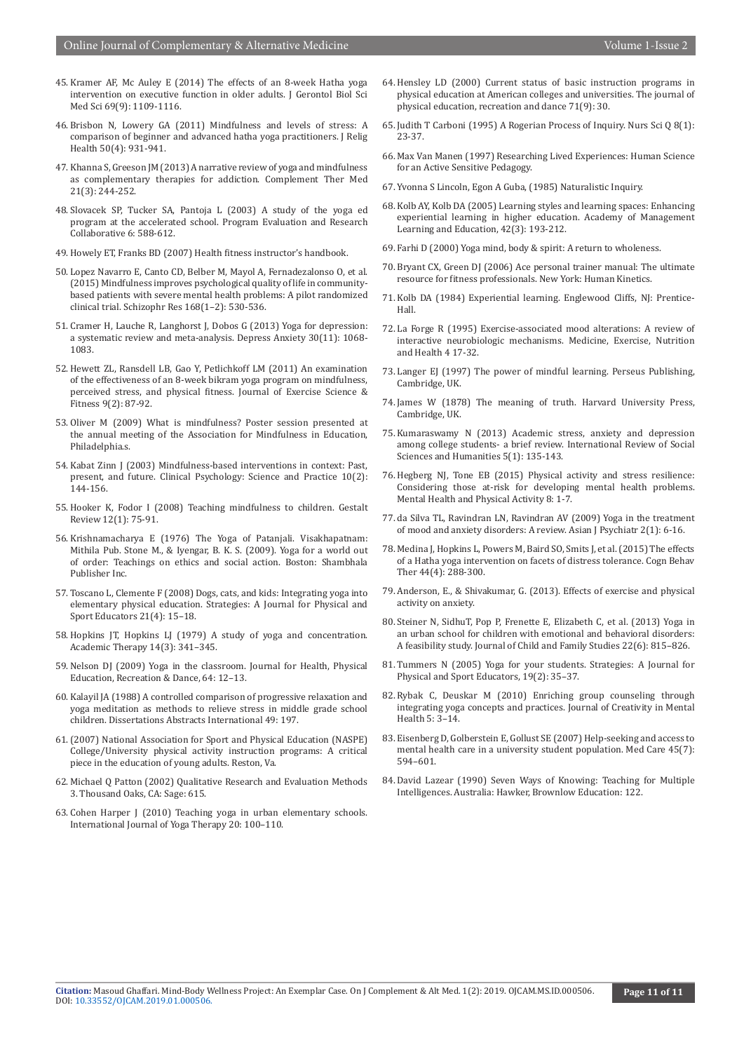45. Kramer AF, Mc Auley E (2014) The effects of an 8-week Hatha yoga intervention on executive function in older adults. J Gerontol Biol Sci Med Sci 69(9): 1109-1116.
46. Brisbon N, Lowery GA (2011) Mindfulness and levels of stress: A comparison of beginner and advanced hatha yoga practitioners. J Relig Health 50(4): 931-941.
47. Khanna S, Greeson JM (2013) A narrative review of yoga and mindfulness as complementary therapies for addiction. Complement Ther Med 21(3): 244-252.
48. Slovacek SP, Tucker SA, Pantoja L (2003) A study of the yoga ed program at the accelerated school. Program Evaluation and Research Collaborative 6: 588-612.
49. Howely ET, Franks BD (2007) Health fitness instructor's handbook.
50. Lopez Navarro E, Canto CD, Belber M, Mayol A, Fernadezalonso O, et al. (2015) Mindfulness improves psychological quality of life in community-based patients with severe mental health problems: A pilot randomized clinical trial. Schizophr Res 168(1–2): 530-536.
51. Cramer H, Lauche R, Langhorst J, Dobos G (2013) Yoga for depression: a systematic review and meta-analysis. Depress Anxiety 30(11): 1068-1083.
52. Hewett ZL, Ransdell LB, Gao Y, Petlichkoff LM (2011) An examination of the effectiveness of an 8-week bikram yoga program on mindfulness, perceived stress, and physical fitness. Journal of Exercise Science & Fitness 9(2): 87-92.
53. Oliver M (2009) What is mindfulness? Poster session presented at the annual meeting of the Association for Mindfulness in Education, Philadelphia.s.
54. Kabat Zinn J (2003) Mindfulness-based interventions in context: Past, present, and future. Clinical Psychology: Science and Practice 10(2): 144-156.
55. Hooker K, Fodor I (2008) Teaching mindfulness to children. Gestalt Review 12(1): 75-91.
56. Krishnamacharya E (1976) The Yoga of Patanjali. Visakhapatnam: Mithila Pub. Stone M., & Iyengar, B. K. S. (2009). Yoga for a world out of order: Teachings on ethics and social action. Boston: Shambhala Publisher Inc.
57. Toscano L, Clemente F (2008) Dogs, cats, and kids: Integrating yoga into elementary physical education. Strategies: A Journal for Physical and Sport Educators 21(4): 15–18.
58. Hopkins JT, Hopkins LJ (1979) A study of yoga and concentration. Academic Therapy 14(3): 341–345.
59. Nelson DJ (2009) Yoga in the classroom. Journal for Health, Physical Education, Recreation & Dance, 64: 12–13.
60. Kalayil JA (1988) A controlled comparison of progressive relaxation and yoga meditation as methods to relieve stress in middle grade school children. Dissertations Abstracts International 49: 197.
61. (2007) National Association for Sport and Physical Education (NASPE) College/University physical activity instruction programs: A critical piece in the education of young adults. Reston, Va.
62. Michael Q Patton (2002) Qualitative Research and Evaluation Methods 3. Thousand Oaks, CA: Sage: 615.
63. Cohen Harper J (2010) Teaching yoga in urban elementary schools. International Journal of Yoga Therapy 20: 100–110.
64. Hensley LD (2000) Current status of basic instruction programs in physical education at American colleges and universities. The journal of physical education, recreation and dance 71(9): 30.
65. Judith T Carboni (1995) A Rogerian Process of Inquiry. Nurs Sci Q 8(1): 23-37.
66. Max Van Manen (1997) Researching Lived Experiences: Human Science for an Active Sensitive Pedagogy.
67. Yvonna S Lincoln, Egon A Guba, (1985) Naturalistic Inquiry.
68. Kolb AY, Kolb DA (2005) Learning styles and learning spaces: Enhancing experiential learning in higher education. Academy of Management Learning and Education, 42(3): 193-212.
69. Farhi D (2000) Yoga mind, body & spirit: A return to wholeness.
70. Bryant CX, Green DJ (2006) Ace personal trainer manual: The ultimate resource for fitness professionals. New York: Human Kinetics.
71. Kolb DA (1984) Experiential learning. Englewood Cliffs, NJ: Prentice-Hall.
72. La Forge R (1995) Exercise-associated mood alterations: A review of interactive neurobiologic mechanisms. Medicine, Exercise, Nutrition and Health 4 17-32.
73. Langer EJ (1997) The power of mindful learning. Perseus Publishing, Cambridge, UK.
74. James W (1878) The meaning of truth. Harvard University Press, Cambridge, UK.
75. Kumaraswamy N (2013) Academic stress, anxiety and depression among college students- a brief review. International Review of Social Sciences and Humanities 5(1): 135-143.
76. Hegberg NJ, Tone EB (2015) Physical activity and stress resilience: Considering those at-risk for developing mental health problems. Mental Health and Physical Activity 8: 1-7.
77. da Silva TL, Ravindran LN, Ravindran AV (2009) Yoga in the treatment of mood and anxiety disorders: A review. Asian J Psychiatr 2(1): 6-16.
78. Medina J, Hopkins L, Powers M, Baird SO, Smits J, et al. (2015) The effects of a Hatha yoga intervention on facets of distress tolerance. Cogn Behav Ther 44(4): 288-300.
79. Anderson, E., & Shivakumar, G. (2013). Effects of exercise and physical activity on anxiety.
80. Steiner N, SidhuT, Pop P, Frenette E, Elizabeth C, et al. (2013) Yoga in an urban school for children with emotional and behavioral disorders: A feasibility study. Journal of Child and Family Studies 22(6): 815–826.
81. Tummers N (2005) Yoga for your students. Strategies: A Journal for Physical and Sport Educators, 19(2): 35–37.
82. Rybak C, Deuskar M (2010) Enriching group counseling through integrating yoga concepts and practices. Journal of Creativity in Mental Health 5: 3–14.
83. Eisenberg D, Golberstein E, Gollust SE (2007) Help-seeking and access to mental health care in a university student population. Med Care 45(7): 594–601.
84. David Lazear (1990) Seven Ways of Knowing: Teaching for Multiple Intelligences. Australia: Hawker, Brownlow Education: 122.